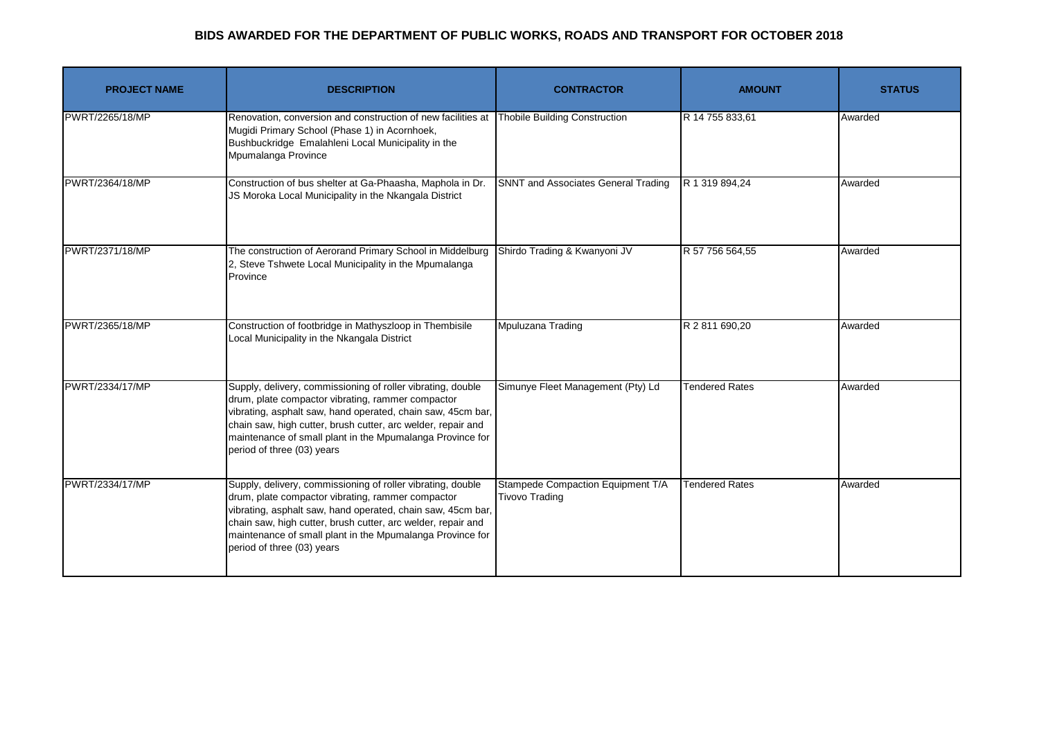# BIDS AWARDED FOR THE DEPARTMENT OF PUBLIC WORKS, ROADS AND TRANSPORT FOR OCTOBER 2018

| PROJECT NAME | DESCRIPTION | CONTRACTOR | AMOUNT | STATUS |
|---|---|---|---|---|
| PWRT/2265/18/MP | Renovation, conversion and construction of new facilities at Mugidi Primary School (Phase 1) in Acornhoek, Bushbuckridge Emalahleni Local Municipality in the Mpumalanga Province | Thobile Building Construction | R 14 755 833,61 | Awarded |
| PWRT/2364/18/MP | Construction of bus shelter at Ga-Phaasha, Maphola in Dr. JS Moroka Local Municipality in the Nkangala District | SNNT and Associates General Trading | R 1 319 894,24 | Awarded |
| PWRT/2371/18/MP | The construction of Aerorand Primary School in Middelburg 2, Steve Tshwete Local Municipality in the Mpumalanga Province | Shirdo Trading & Kwanyoni JV | R 57 756 564,55 | Awarded |
| PWRT/2365/18/MP | Construction of footbridge in Mathyszloop in Thembisile Local Municipality in the Nkangala District | Mpuluzana Trading | R 2 811 690,20 | Awarded |
| PWRT/2334/17/MP | Supply, delivery, commissioning of roller vibrating, double drum, plate compactor vibrating, rammer compactor vibrating, asphalt saw, hand operated, chain saw, 45cm bar, chain saw, high cutter, brush cutter, arc welder, repair and maintenance of small plant in the Mpumalanga Province for period of three (03) years | Simunye Fleet Management (Pty) Ld | Tendered Rates | Awarded |
| PWRT/2334/17/MP | Supply, delivery, commissioning of roller vibrating, double drum, plate compactor vibrating, rammer compactor vibrating, asphalt saw, hand operated, chain saw, 45cm bar, chain saw, high cutter, brush cutter, arc welder, repair and maintenance of small plant in the Mpumalanga Province for period of three (03) years | Stampede Compaction Equipment T/A Tivovo Trading | Tendered Rates | Awarded |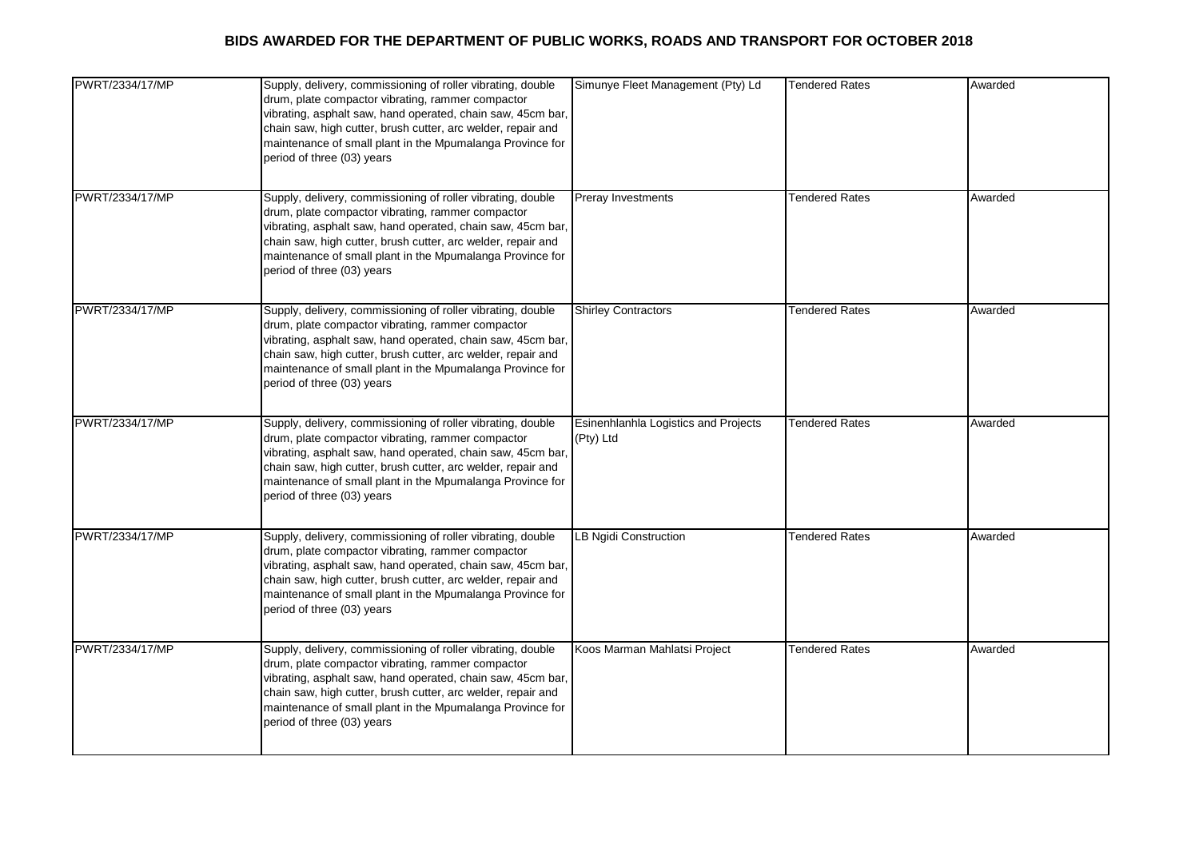# BIDS AWARDED FOR THE DEPARTMENT OF PUBLIC WORKS, ROADS AND TRANSPORT FOR OCTOBER 2018

| | | | | |
|---|---|---|---|---|
| PWRT/2334/17/MP | Supply, delivery, commissioning of roller vibrating, double drum, plate compactor vibrating, rammer compactor vibrating, asphalt saw, hand operated, chain saw, 45cm bar, chain saw, high cutter, brush cutter, arc welder, repair and maintenance of small plant in the Mpumalanga Province for period of three (03) years | Simunye Fleet Management (Pty) Ld | Tendered Rates | Awarded |
| PWRT/2334/17/MP | Supply, delivery, commissioning of roller vibrating, double drum, plate compactor vibrating, rammer compactor vibrating, asphalt saw, hand operated, chain saw, 45cm bar, chain saw, high cutter, brush cutter, arc welder, repair and maintenance of small plant in the Mpumalanga Province for period of three (03) years | Preray Investments | Tendered Rates | Awarded |
| PWRT/2334/17/MP | Supply, delivery, commissioning of roller vibrating, double drum, plate compactor vibrating, rammer compactor vibrating, asphalt saw, hand operated, chain saw, 45cm bar, chain saw, high cutter, brush cutter, arc welder, repair and maintenance of small plant in the Mpumalanga Province for period of three (03) years | Shirley Contractors | Tendered Rates | Awarded |
| PWRT/2334/17/MP | Supply, delivery, commissioning of roller vibrating, double drum, plate compactor vibrating, rammer compactor vibrating, asphalt saw, hand operated, chain saw, 45cm bar, chain saw, high cutter, brush cutter, arc welder, repair and maintenance of small plant in the Mpumalanga Province for period of three (03) years | Esinenhlanhla Logistics and Projects (Pty) Ltd | Tendered Rates | Awarded |
| PWRT/2334/17/MP | Supply, delivery, commissioning of roller vibrating, double drum, plate compactor vibrating, rammer compactor vibrating, asphalt saw, hand operated, chain saw, 45cm bar, chain saw, high cutter, brush cutter, arc welder, repair and maintenance of small plant in the Mpumalanga Province for period of three (03) years | LB Ngidi Construction | Tendered Rates | Awarded |
| PWRT/2334/17/MP | Supply, delivery, commissioning of roller vibrating, double drum, plate compactor vibrating, rammer compactor vibrating, asphalt saw, hand operated, chain saw, 45cm bar, chain saw, high cutter, brush cutter, arc welder, repair and maintenance of small plant in the Mpumalanga Province for period of three (03) years | Koos Marman Mahlatsi Project | Tendered Rates | Awarded |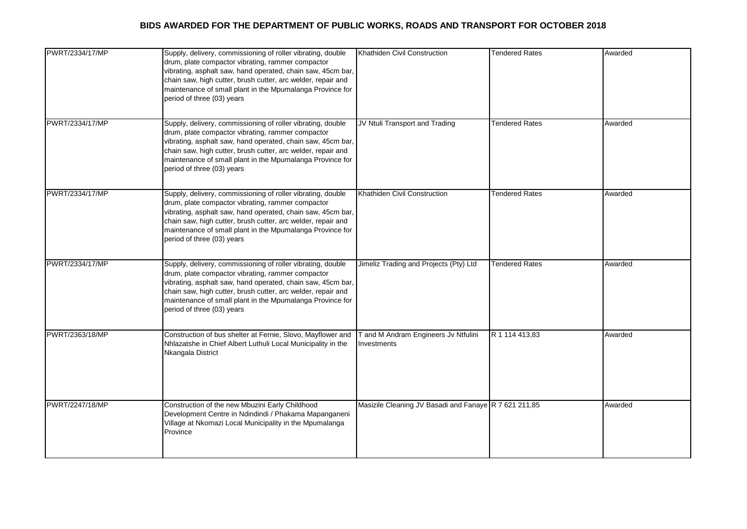## BIDS AWARDED FOR THE DEPARTMENT OF PUBLIC WORKS, ROADS AND TRANSPORT FOR OCTOBER 2018

| | | | | |
|---|---|---|---|---|
| PWRT/2334/17/MP | Supply, delivery, commissioning of roller vibrating, double drum, plate compactor vibrating, rammer compactor vibrating, asphalt saw, hand operated, chain saw, 45cm bar, chain saw, high cutter, brush cutter, arc welder, repair and maintenance of small plant in the Mpumalanga Province for period of three (03) years | Khathiden Civil Construction | Tendered Rates | Awarded |
| PWRT/2334/17/MP | Supply, delivery, commissioning of roller vibrating, double drum, plate compactor vibrating, rammer compactor vibrating, asphalt saw, hand operated, chain saw, 45cm bar, chain saw, high cutter, brush cutter, arc welder, repair and maintenance of small plant in the Mpumalanga Province for period of three (03) years | JV Ntuli Transport and Trading | Tendered Rates | Awarded |
| PWRT/2334/17/MP | Supply, delivery, commissioning of roller vibrating, double drum, plate compactor vibrating, rammer compactor vibrating, asphalt saw, hand operated, chain saw, 45cm bar, chain saw, high cutter, brush cutter, arc welder, repair and maintenance of small plant in the Mpumalanga Province for period of three (03) years | Khathiden Civil Construction | Tendered Rates | Awarded |
| PWRT/2334/17/MP | Supply, delivery, commissioning of roller vibrating, double drum, plate compactor vibrating, rammer compactor vibrating, asphalt saw, hand operated, chain saw, 45cm bar, chain saw, high cutter, brush cutter, arc welder, repair and maintenance of small plant in the Mpumalanga Province for period of three (03) years | Jimeliz Trading and Projects (Pty) Ltd | Tendered Rates | Awarded |
| PWRT/2363/18/MP | Construction of bus shelter at Fernie, Slovo, Mayflower and Nhlazatshe in Chief Albert Luthuli Local Municipality in the Nkangala District | T and M Andram Engineers Jv Ntfulini Investments | R 1 114 413,83 | Awarded |
| PWRT/2247/18/MP | Construction of the new Mbuzini Early Childhood Development Centre in Ndindindi / Phakama Mapanganeni Village at Nkomazi Local Municipality in the Mpumalanga Province | Masizile Cleaning JV Basadi and Fanaye | R 7 621 211,85 | Awarded |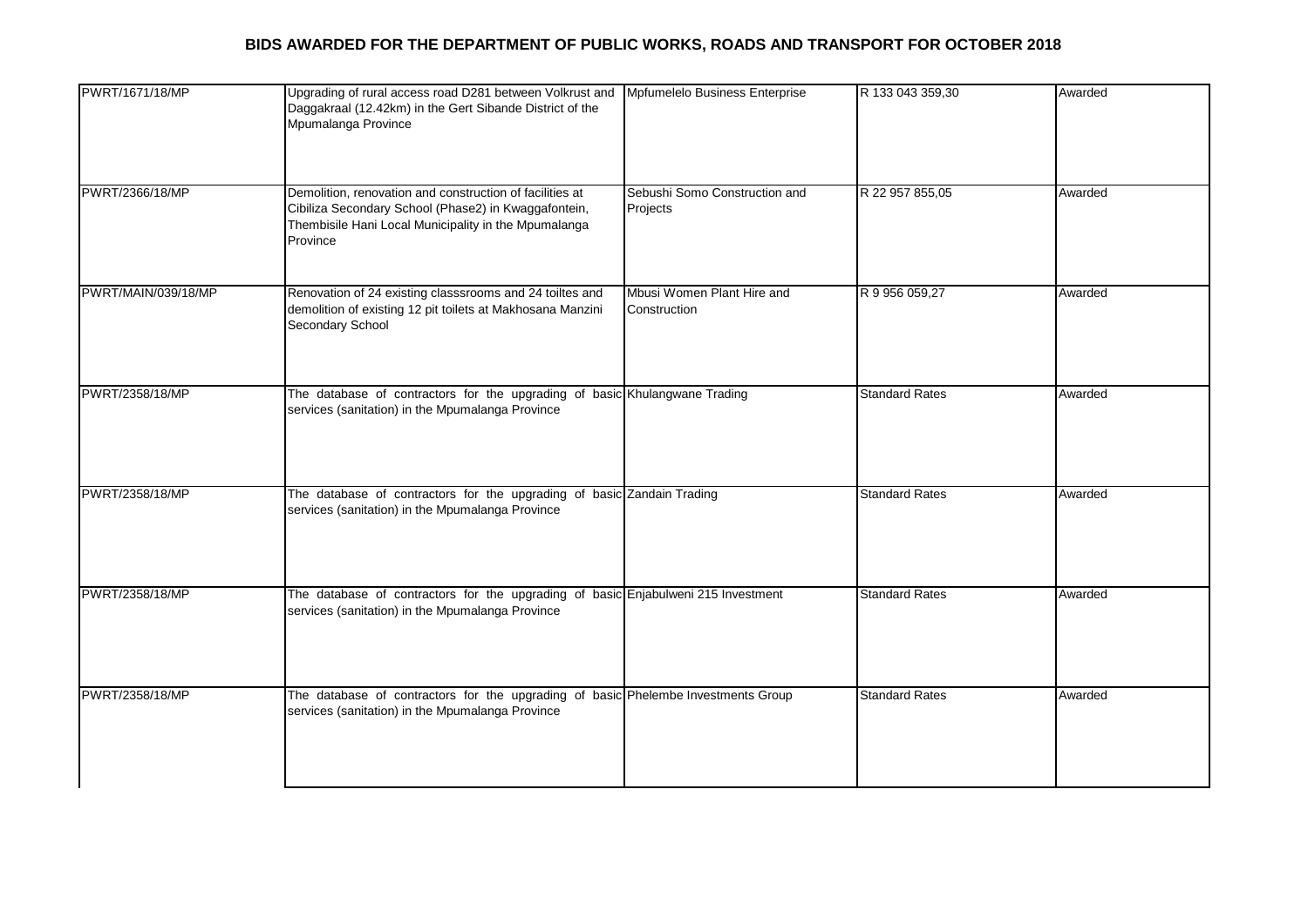# BIDS AWARDED FOR THE DEPARTMENT OF PUBLIC WORKS, ROADS AND TRANSPORT FOR OCTOBER 2018

| | | | | |
|---|---|---|---|---|
| PWRT/1671/18/MP | Upgrading of rural access road D281 between Volkrust and Daggakraal (12.42km) in the Gert Sibande District of the Mpumalanga Province | Mpfumelelo Business Enterprise | R 133 043 359,30 | Awarded |
| PWRT/2366/18/MP | Demolition, renovation and construction of facilities at Cibiliza Secondary School (Phase2) in Kwaggafontein, Thembisile Hani Local Municipality in the Mpumalanga Province | Sebushi Somo Construction and Projects | R 22 957 855,05 | Awarded |
| PWRT/MAIN/039/18/MP | Renovation of 24 existing classsrooms and 24 toiltes and demolition of existing 12 pit toilets at Makhosana Manzini Secondary School | Mbusi Women Plant Hire and Construction | R 9 956 059,27 | Awarded |
| PWRT/2358/18/MP | The database of contractors for the upgrading of basic services (sanitation) in the Mpumalanga Province | Khulangwane Trading | Standard Rates | Awarded |
| PWRT/2358/18/MP | The database of contractors for the upgrading of basic services (sanitation) in the Mpumalanga Province | Zandain Trading | Standard Rates | Awarded |
| PWRT/2358/18/MP | The database of contractors for the upgrading of basic services (sanitation) in the Mpumalanga Province | Enjabulweni 215 Investment | Standard Rates | Awarded |
| PWRT/2358/18/MP | The database of contractors for the upgrading of basic services (sanitation) in the Mpumalanga Province | Phelembe Investments Group | Standard Rates | Awarded |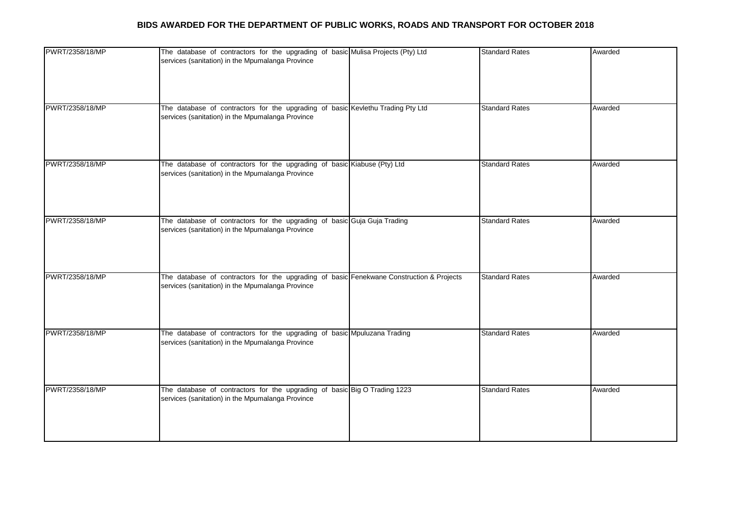## BIDS AWARDED FOR THE DEPARTMENT OF PUBLIC WORKS, ROADS AND TRANSPORT FOR OCTOBER 2018

| | | | | |
|---|---|---|---|---|
| PWRT/2358/18/MP | The database of contractors for the upgrading of basic services (sanitation) in the Mpumalanga Province | Mulisa Projects (Pty) Ltd | Standard Rates | Awarded |
| PWRT/2358/18/MP | The database of contractors for the upgrading of basic services (sanitation) in the Mpumalanga Province | Kevlethu Trading Pty Ltd | Standard Rates | Awarded |
| PWRT/2358/18/MP | The database of contractors for the upgrading of basic services (sanitation) in the Mpumalanga Province | Kiabuse (Pty) Ltd | Standard Rates | Awarded |
| PWRT/2358/18/MP | The database of contractors for the upgrading of basic services (sanitation) in the Mpumalanga Province | Guja Guja Trading | Standard Rates | Awarded |
| PWRT/2358/18/MP | The database of contractors for the upgrading of basic services (sanitation) in the Mpumalanga Province | Fenekwane Construction & Projects | Standard Rates | Awarded |
| PWRT/2358/18/MP | The database of contractors for the upgrading of basic services (sanitation) in the Mpumalanga Province | Mpuluzana Trading | Standard Rates | Awarded |
| PWRT/2358/18/MP | The database of contractors for the upgrading of basic services (sanitation) in the Mpumalanga Province | Big O Trading 1223 | Standard Rates | Awarded |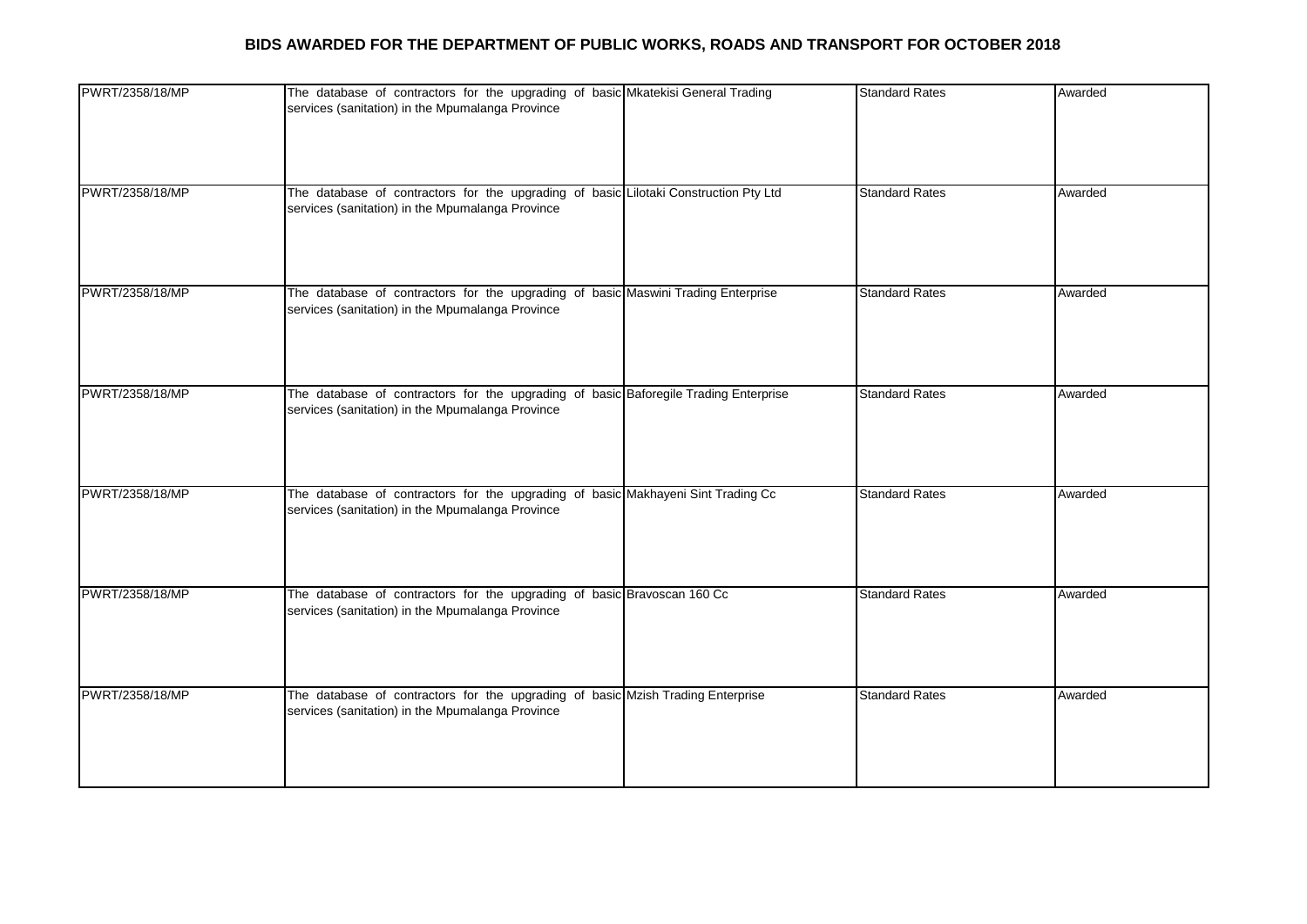**BIDS AWARDED FOR THE DEPARTMENT OF PUBLIC WORKS, ROADS AND TRANSPORT FOR OCTOBER 2018**

| | | | | |
|---|---|---|---|---|
| PWRT/2358/18/MP | The database of contractors for the upgrading of basic services (sanitation) in the Mpumalanga Province | Mkatekisi General Trading | Standard Rates | Awarded |
| PWRT/2358/18/MP | The database of contractors for the upgrading of basic services (sanitation) in the Mpumalanga Province | Lilotaki Construction Pty Ltd | Standard Rates | Awarded |
| PWRT/2358/18/MP | The database of contractors for the upgrading of basic services (sanitation) in the Mpumalanga Province | Maswini Trading Enterprise | Standard Rates | Awarded |
| PWRT/2358/18/MP | The database of contractors for the upgrading of basic services (sanitation) in the Mpumalanga Province | Baforegile Trading Enterprise | Standard Rates | Awarded |
| PWRT/2358/18/MP | The database of contractors for the upgrading of basic services (sanitation) in the Mpumalanga Province | Makhayeni Sint Trading Cc | Standard Rates | Awarded |
| PWRT/2358/18/MP | The database of contractors for the upgrading of basic services (sanitation) in the Mpumalanga Province | Bravoscan 160 Cc | Standard Rates | Awarded |
| PWRT/2358/18/MP | The database of contractors for the upgrading of basic services (sanitation) in the Mpumalanga Province | Mzish Trading Enterprise | Standard Rates | Awarded |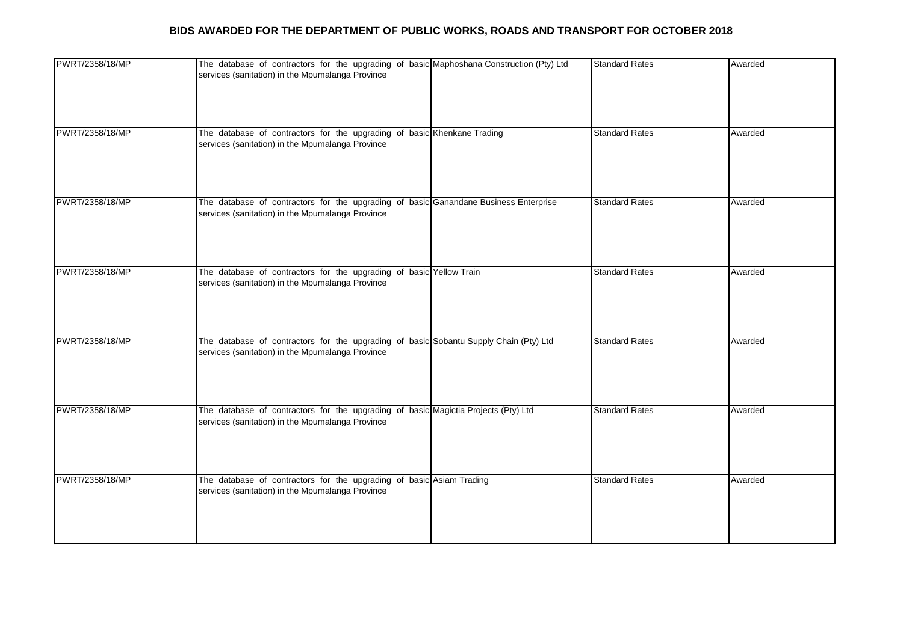# BIDS AWARDED FOR THE DEPARTMENT OF PUBLIC WORKS, ROADS AND TRANSPORT FOR OCTOBER 2018

| | | | | |
|---|---|---|---|---|
| PWRT/2358/18/MP | The database of contractors for the upgrading of basic services (sanitation) in the Mpumalanga Province | Maphoshana Construction (Pty) Ltd | Standard Rates | Awarded |
| PWRT/2358/18/MP | The database of contractors for the upgrading of basic services (sanitation) in the Mpumalanga Province | Khenkane Trading | Standard Rates | Awarded |
| PWRT/2358/18/MP | The database of contractors for the upgrading of basic services (sanitation) in the Mpumalanga Province | Ganandane Business Enterprise | Standard Rates | Awarded |
| PWRT/2358/18/MP | The database of contractors for the upgrading of basic services (sanitation) in the Mpumalanga Province | Yellow Train | Standard Rates | Awarded |
| PWRT/2358/18/MP | The database of contractors for the upgrading of basic services (sanitation) in the Mpumalanga Province | Sobantu Supply Chain (Pty) Ltd | Standard Rates | Awarded |
| PWRT/2358/18/MP | The database of contractors for the upgrading of basic services (sanitation) in the Mpumalanga Province | Magictia Projects (Pty) Ltd | Standard Rates | Awarded |
| PWRT/2358/18/MP | The database of contractors for the upgrading of basic services (sanitation) in the Mpumalanga Province | Asiam Trading | Standard Rates | Awarded |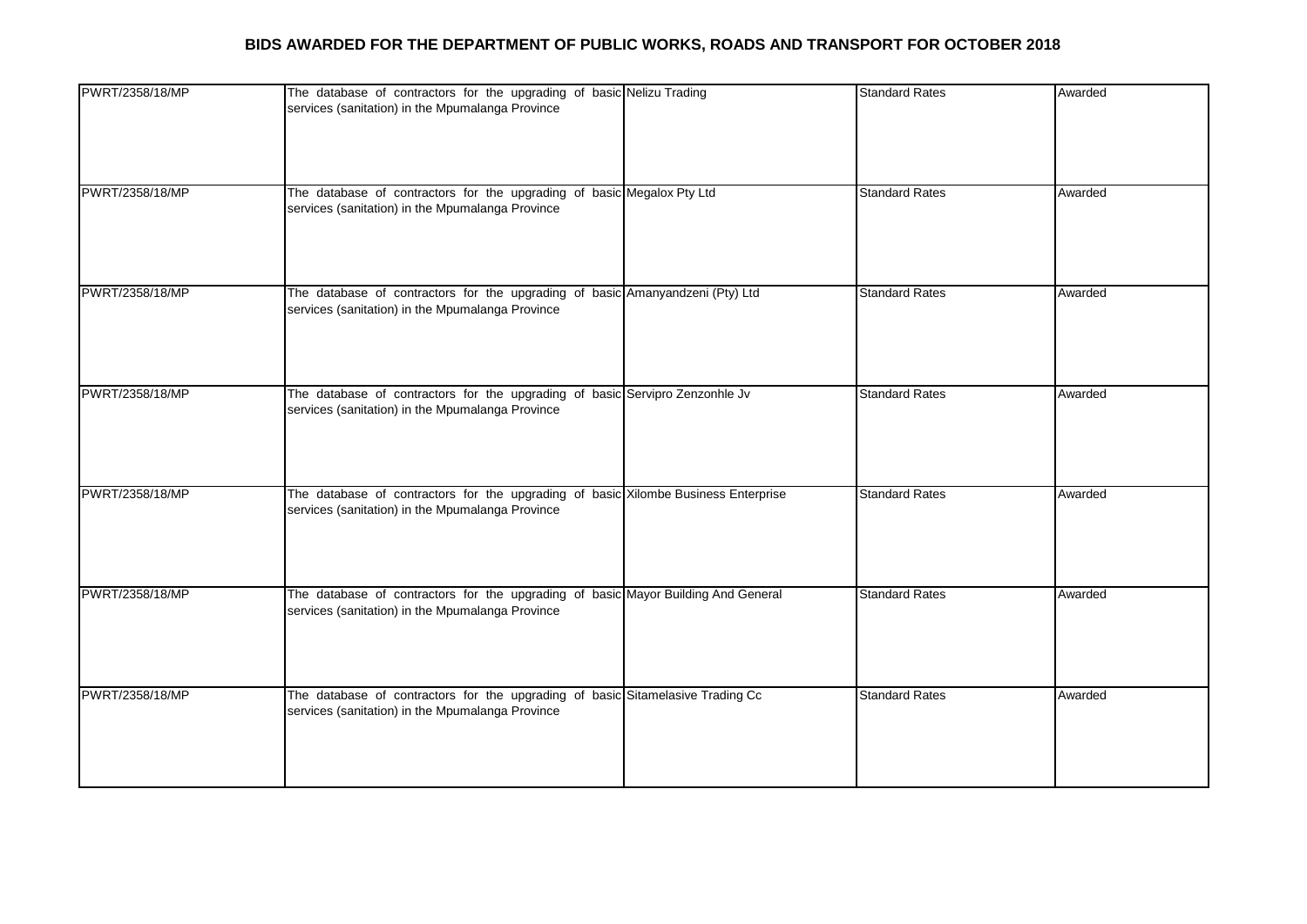# BIDS AWARDED FOR THE DEPARTMENT OF PUBLIC WORKS, ROADS AND TRANSPORT FOR OCTOBER 2018

| | | | | |
|---|---|---|---|---|
| PWRT/2358/18/MP | The database of contractors for the upgrading of basic services (sanitation) in the Mpumalanga Province | Nelizu Trading | Standard Rates | Awarded |
| PWRT/2358/18/MP | The database of contractors for the upgrading of basic services (sanitation) in the Mpumalanga Province | Megalox Pty Ltd | Standard Rates | Awarded |
| PWRT/2358/18/MP | The database of contractors for the upgrading of basic services (sanitation) in the Mpumalanga Province | Amanyandzeni (Pty) Ltd | Standard Rates | Awarded |
| PWRT/2358/18/MP | The database of contractors for the upgrading of basic services (sanitation) in the Mpumalanga Province | Servipro Zenzonhle Jv | Standard Rates | Awarded |
| PWRT/2358/18/MP | The database of contractors for the upgrading of basic services (sanitation) in the Mpumalanga Province | Xilombe Business Enterprise | Standard Rates | Awarded |
| PWRT/2358/18/MP | The database of contractors for the upgrading of basic services (sanitation) in the Mpumalanga Province | Mayor Building And General | Standard Rates | Awarded |
| PWRT/2358/18/MP | The database of contractors for the upgrading of basic services (sanitation) in the Mpumalanga Province | Sitamelasive Trading Cc | Standard Rates | Awarded |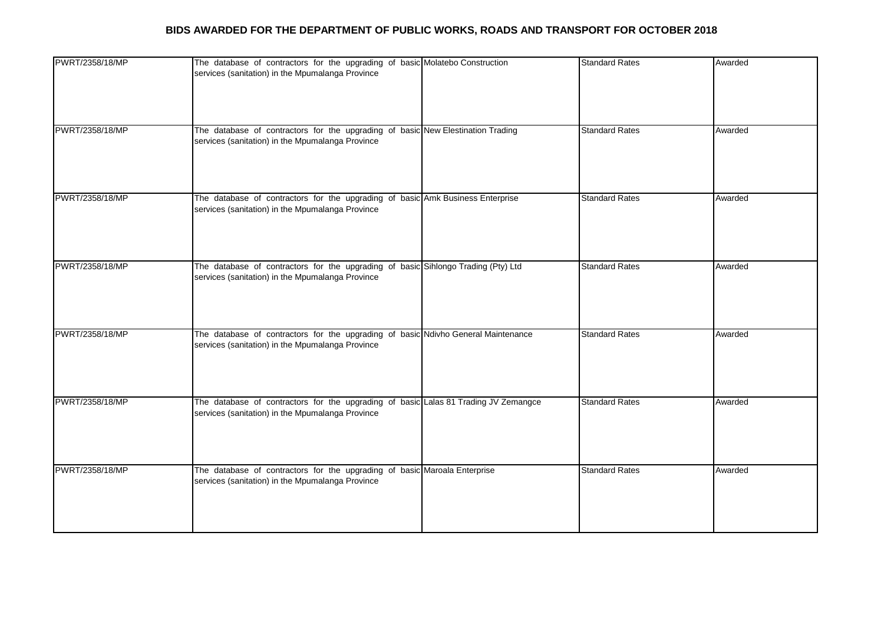## BIDS AWARDED FOR THE DEPARTMENT OF PUBLIC WORKS, ROADS AND TRANSPORT FOR OCTOBER 2018

| | | | | |
|---|---|---|---|---|
| PWRT/2358/18/MP | The database of contractors for the upgrading of basic services (sanitation) in the Mpumalanga Province | Molatebo Construction | Standard Rates | Awarded |
| PWRT/2358/18/MP | The database of contractors for the upgrading of basic services (sanitation) in the Mpumalanga Province | New Elestination Trading | Standard Rates | Awarded |
| PWRT/2358/18/MP | The database of contractors for the upgrading of basic services (sanitation) in the Mpumalanga Province | Amk Business Enterprise | Standard Rates | Awarded |
| PWRT/2358/18/MP | The database of contractors for the upgrading of basic services (sanitation) in the Mpumalanga Province | Sihlongo Trading (Pty) Ltd | Standard Rates | Awarded |
| PWRT/2358/18/MP | The database of contractors for the upgrading of basic services (sanitation) in the Mpumalanga Province | Ndivho General Maintenance | Standard Rates | Awarded |
| PWRT/2358/18/MP | The database of contractors for the upgrading of basic services (sanitation) in the Mpumalanga Province | Lalas 81 Trading JV Zemangce | Standard Rates | Awarded |
| PWRT/2358/18/MP | The database of contractors for the upgrading of basic services (sanitation) in the Mpumalanga Province | Maroala Enterprise | Standard Rates | Awarded |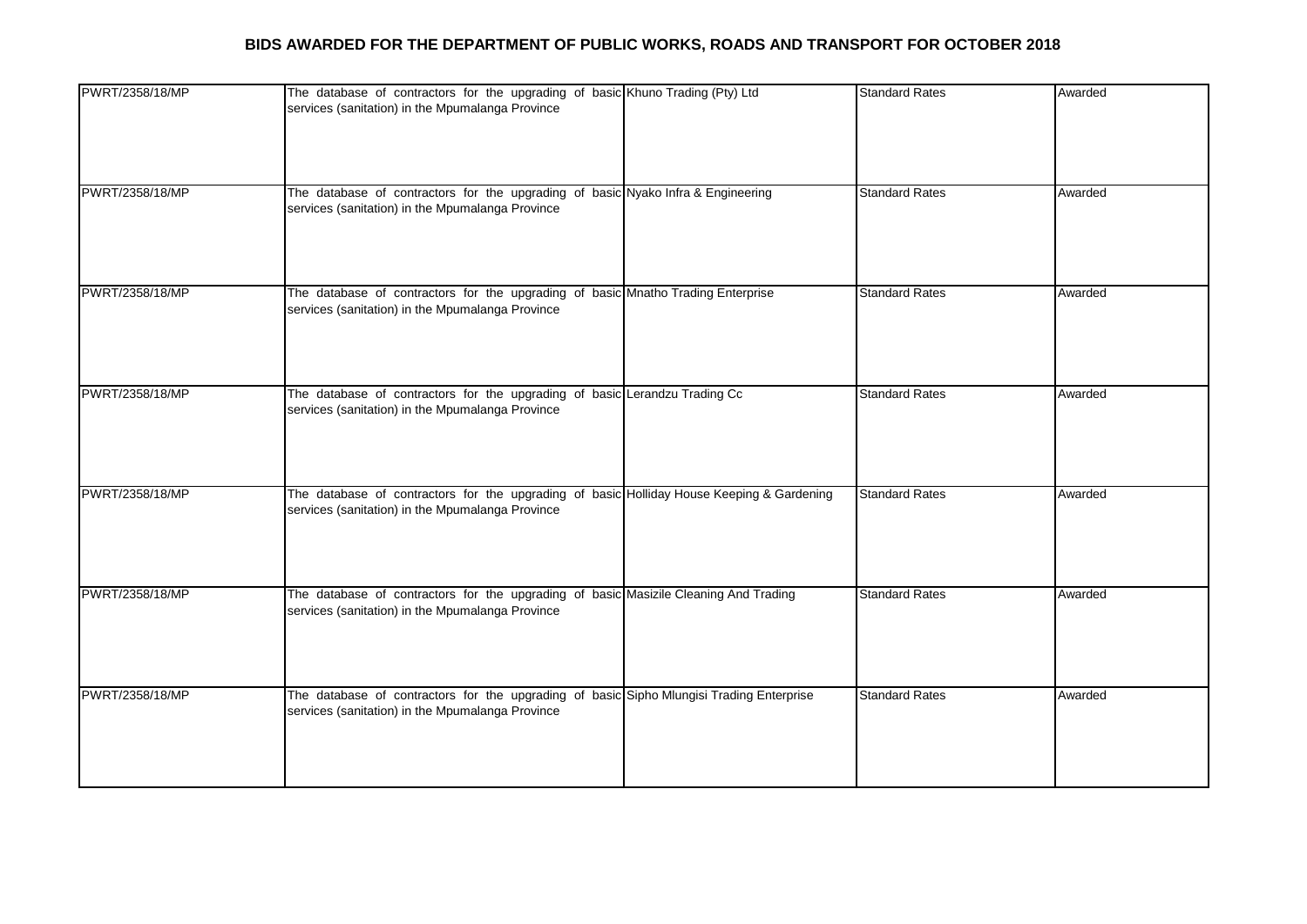# BIDS AWARDED FOR THE DEPARTMENT OF PUBLIC WORKS, ROADS AND TRANSPORT FOR OCTOBER 2018

| | | | | |
|---|---|---|---|---|
| PWRT/2358/18/MP | The database of contractors for the upgrading of basic services (sanitation) in the Mpumalanga Province | Khuno Trading (Pty) Ltd | Standard Rates | Awarded |
| PWRT/2358/18/MP | The database of contractors for the upgrading of basic services (sanitation) in the Mpumalanga Province | Nyako Infra & Engineering | Standard Rates | Awarded |
| PWRT/2358/18/MP | The database of contractors for the upgrading of basic services (sanitation) in the Mpumalanga Province | Mnatho Trading Enterprise | Standard Rates | Awarded |
| PWRT/2358/18/MP | The database of contractors for the upgrading of basic services (sanitation) in the Mpumalanga Province | Lerandzu Trading Cc | Standard Rates | Awarded |
| PWRT/2358/18/MP | The database of contractors for the upgrading of basic services (sanitation) in the Mpumalanga Province | Holliday House Keeping & Gardening | Standard Rates | Awarded |
| PWRT/2358/18/MP | The database of contractors for the upgrading of basic services (sanitation) in the Mpumalanga Province | Masizile Cleaning And Trading | Standard Rates | Awarded |
| PWRT/2358/18/MP | The database of contractors for the upgrading of basic services (sanitation) in the Mpumalanga Province | Sipho Mlungisi Trading Enterprise | Standard Rates | Awarded |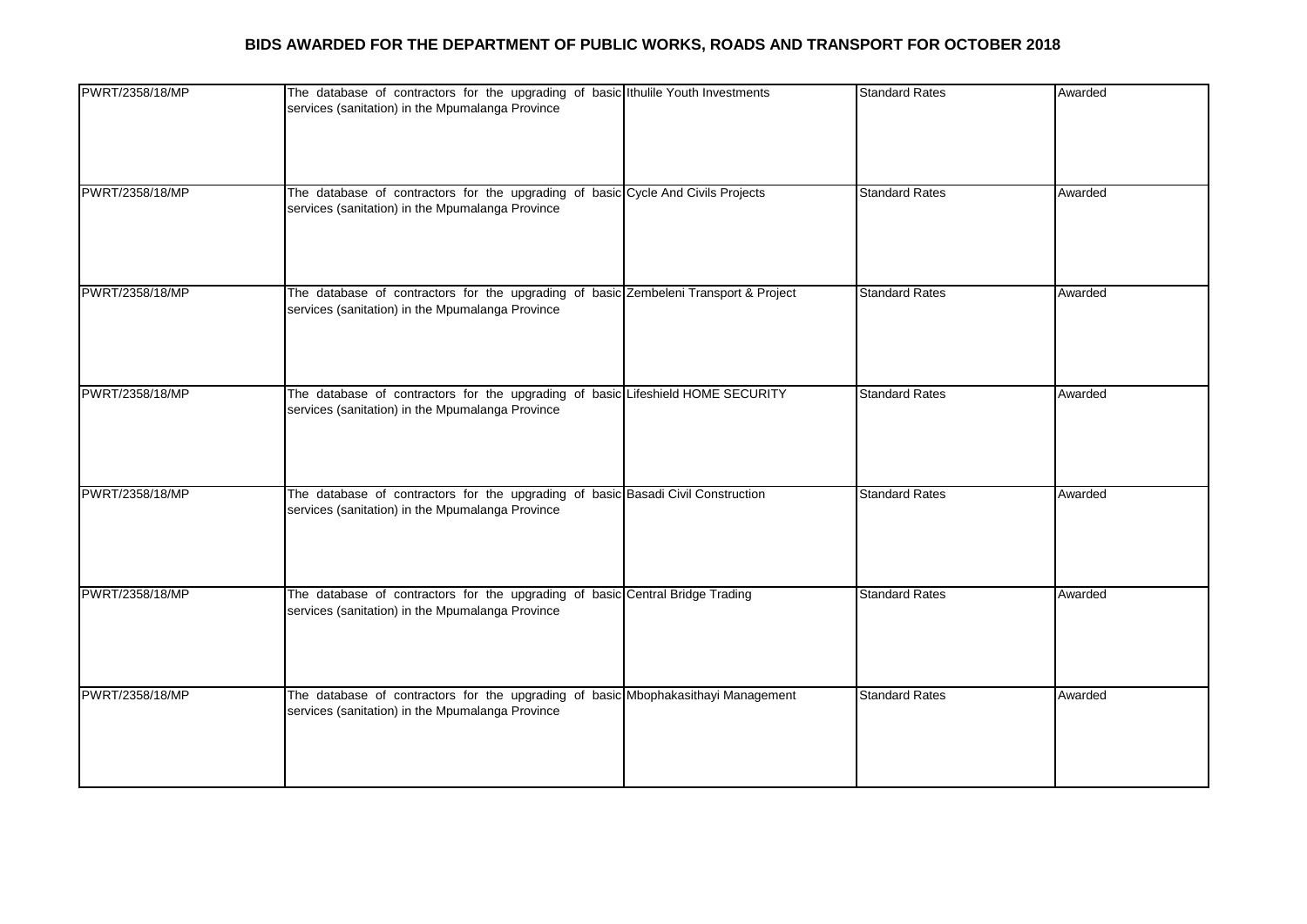## BIDS AWARDED FOR THE DEPARTMENT OF PUBLIC WORKS, ROADS AND TRANSPORT FOR OCTOBER 2018

| | | | | |
|---|---|---|---|---|
| PWRT/2358/18/MP | The database of contractors for the upgrading of basic services (sanitation) in the Mpumalanga Province | Ithulile Youth Investments | Standard Rates | Awarded |
| PWRT/2358/18/MP | The database of contractors for the upgrading of basic services (sanitation) in the Mpumalanga Province | Cycle And Civils Projects | Standard Rates | Awarded |
| PWRT/2358/18/MP | The database of contractors for the upgrading of basic services (sanitation) in the Mpumalanga Province | Zembeleni Transport & Project | Standard Rates | Awarded |
| PWRT/2358/18/MP | The database of contractors for the upgrading of basic services (sanitation) in the Mpumalanga Province | Lifeshield HOME SECURITY | Standard Rates | Awarded |
| PWRT/2358/18/MP | The database of contractors for the upgrading of basic services (sanitation) in the Mpumalanga Province | Basadi Civil Construction | Standard Rates | Awarded |
| PWRT/2358/18/MP | The database of contractors for the upgrading of basic services (sanitation) in the Mpumalanga Province | Central Bridge Trading | Standard Rates | Awarded |
| PWRT/2358/18/MP | The database of contractors for the upgrading of basic services (sanitation) in the Mpumalanga Province | Mbophakasithayi Management | Standard Rates | Awarded |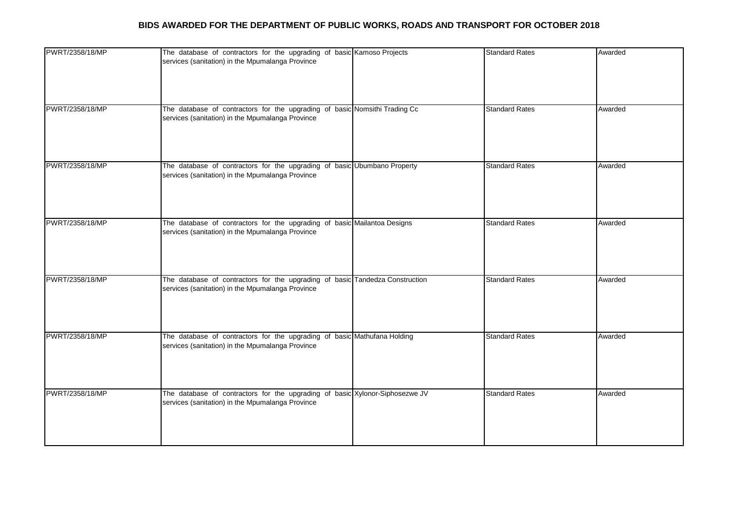## BIDS AWARDED FOR THE DEPARTMENT OF PUBLIC WORKS, ROADS AND TRANSPORT FOR OCTOBER 2018

| | | | | |
|---|---|---|---|---|
| PWRT/2358/18/MP | The database of contractors for the upgrading of basic services (sanitation) in the Mpumalanga Province | Kamoso Projects | Standard Rates | Awarded |
| PWRT/2358/18/MP | The database of contractors for the upgrading of basic services (sanitation) in the Mpumalanga Province | Nomsithi Trading Cc | Standard Rates | Awarded |
| PWRT/2358/18/MP | The database of contractors for the upgrading of basic services (sanitation) in the Mpumalanga Province | Ubumbano Property | Standard Rates | Awarded |
| PWRT/2358/18/MP | The database of contractors for the upgrading of basic services (sanitation) in the Mpumalanga Province | Mailantoa Designs | Standard Rates | Awarded |
| PWRT/2358/18/MP | The database of contractors for the upgrading of basic services (sanitation) in the Mpumalanga Province | Tandedza Construction | Standard Rates | Awarded |
| PWRT/2358/18/MP | The database of contractors for the upgrading of basic services (sanitation) in the Mpumalanga Province | Mathufana Holding | Standard Rates | Awarded |
| PWRT/2358/18/MP | The database of contractors for the upgrading of basic services (sanitation) in the Mpumalanga Province | Xylonor-Siphosezwe JV | Standard Rates | Awarded |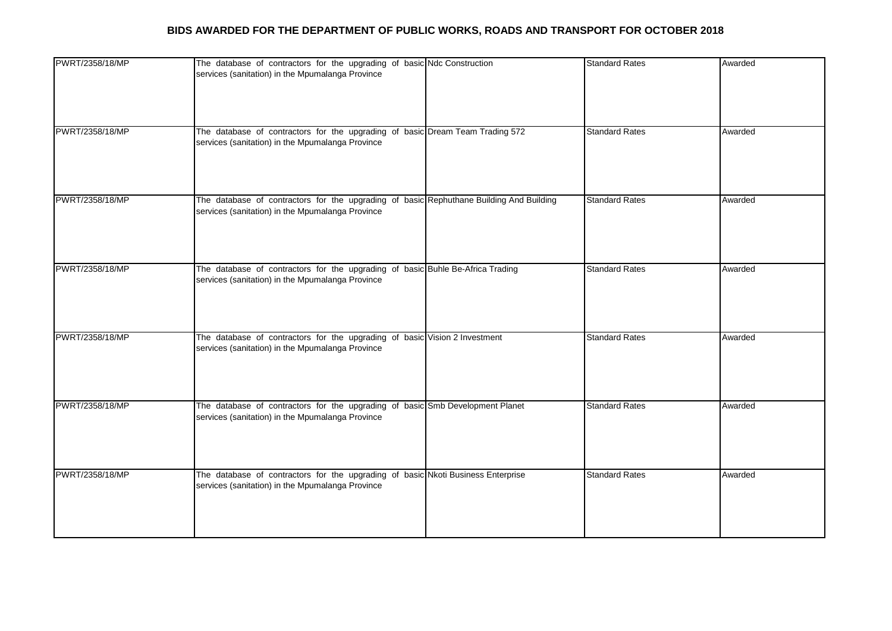## BIDS AWARDED FOR THE DEPARTMENT OF PUBLIC WORKS, ROADS AND TRANSPORT FOR OCTOBER 2018

| | | | | |
|---|---|---|---|---|
| PWRT/2358/18/MP | The database of contractors for the upgrading of basic services (sanitation) in the Mpumalanga Province | Ndc Construction | Standard Rates | Awarded |
| PWRT/2358/18/MP | The database of contractors for the upgrading of basic services (sanitation) in the Mpumalanga Province | Dream Team Trading 572 | Standard Rates | Awarded |
| PWRT/2358/18/MP | The database of contractors for the upgrading of basic services (sanitation) in the Mpumalanga Province | Rephuthane Building And Building | Standard Rates | Awarded |
| PWRT/2358/18/MP | The database of contractors for the upgrading of basic services (sanitation) in the Mpumalanga Province | Buhle Be-Africa Trading | Standard Rates | Awarded |
| PWRT/2358/18/MP | The database of contractors for the upgrading of basic services (sanitation) in the Mpumalanga Province | Vision 2 Investment | Standard Rates | Awarded |
| PWRT/2358/18/MP | The database of contractors for the upgrading of basic services (sanitation) in the Mpumalanga Province | Smb Development Planet | Standard Rates | Awarded |
| PWRT/2358/18/MP | The database of contractors for the upgrading of basic services (sanitation) in the Mpumalanga Province | Nkoti Business Enterprise | Standard Rates | Awarded |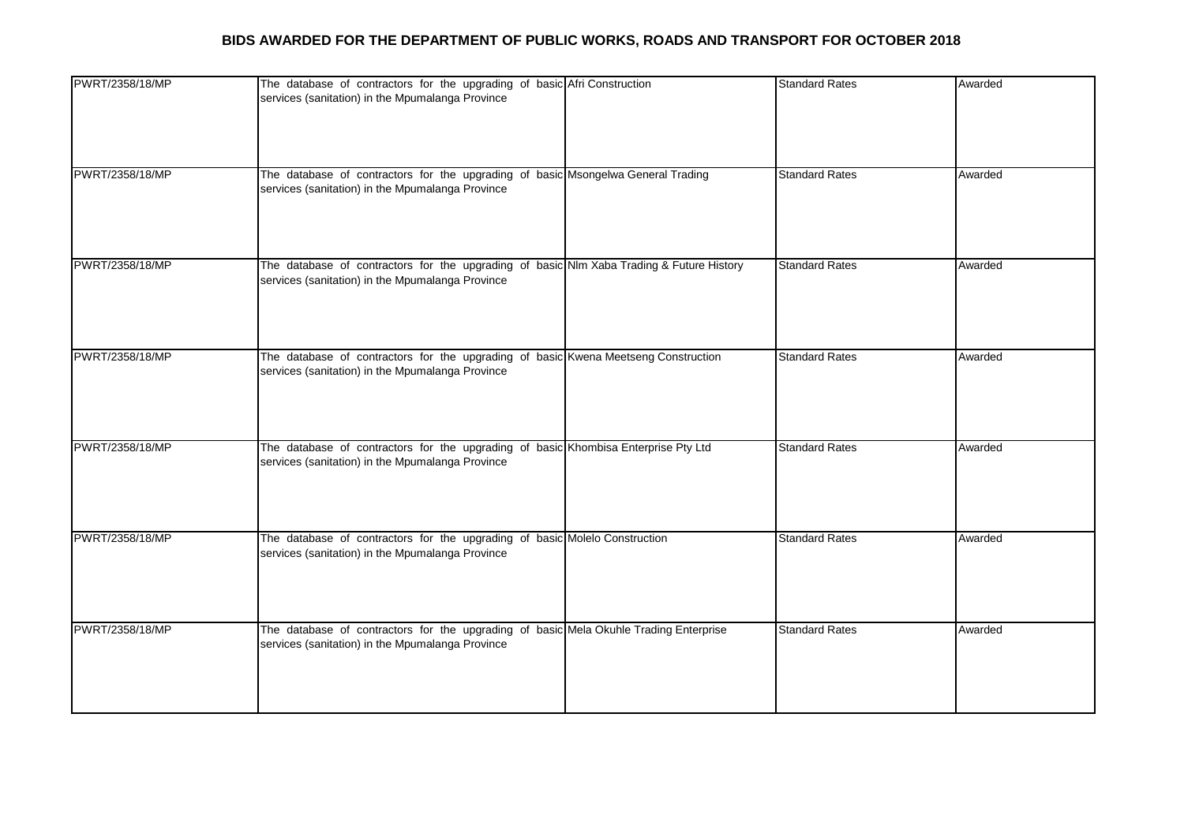# BIDS AWARDED FOR THE DEPARTMENT OF PUBLIC WORKS, ROADS AND TRANSPORT FOR OCTOBER 2018

| | | | | |
|---|---|---|---|---|
| PWRT/2358/18/MP | The database of contractors for the upgrading of basic services (sanitation) in the Mpumalanga Province | Afri Construction | Standard Rates | Awarded |
| PWRT/2358/18/MP | The database of contractors for the upgrading of basic services (sanitation) in the Mpumalanga Province | Msongelwa General Trading | Standard Rates | Awarded |
| PWRT/2358/18/MP | The database of contractors for the upgrading of basic services (sanitation) in the Mpumalanga Province | Nlm Xaba Trading & Future History | Standard Rates | Awarded |
| PWRT/2358/18/MP | The database of contractors for the upgrading of basic services (sanitation) in the Mpumalanga Province | Kwena Meetseng Construction | Standard Rates | Awarded |
| PWRT/2358/18/MP | The database of contractors for the upgrading of basic services (sanitation) in the Mpumalanga Province | Khombisa Enterprise Pty Ltd | Standard Rates | Awarded |
| PWRT/2358/18/MP | The database of contractors for the upgrading of basic services (sanitation) in the Mpumalanga Province | Molelo Construction | Standard Rates | Awarded |
| PWRT/2358/18/MP | The database of contractors for the upgrading of basic services (sanitation) in the Mpumalanga Province | Mela Okuhle Trading Enterprise | Standard Rates | Awarded |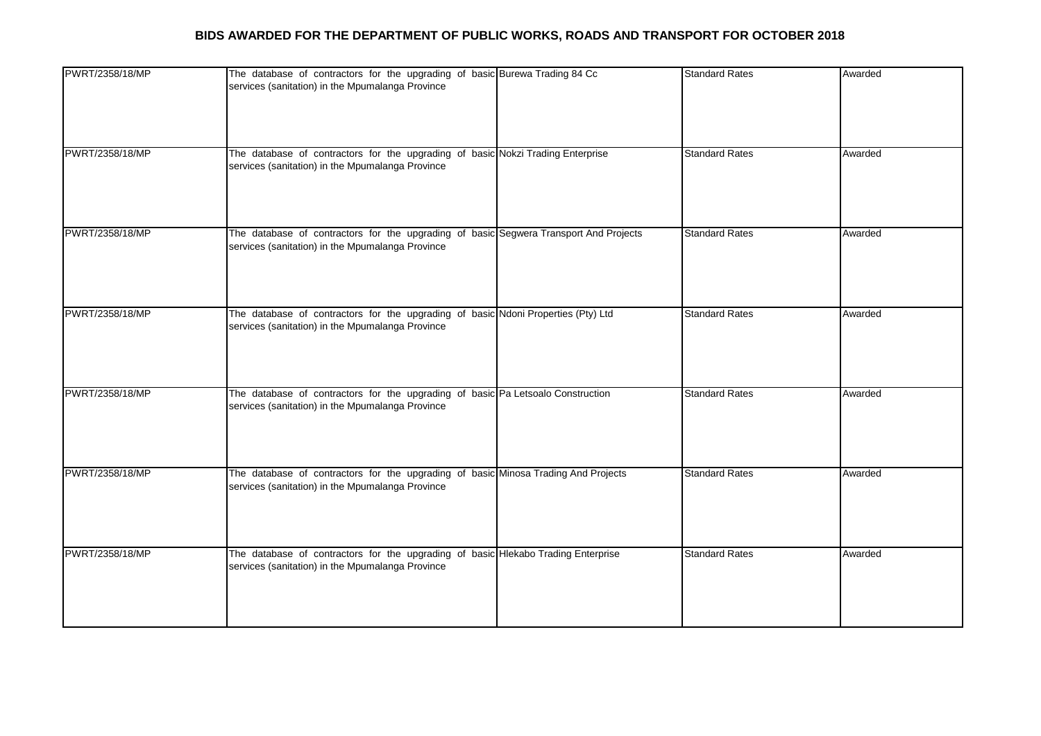## BIDS AWARDED FOR THE DEPARTMENT OF PUBLIC WORKS, ROADS AND TRANSPORT FOR OCTOBER 2018

| | | | | |
|---|---|---|---|---|
| PWRT/2358/18/MP | The database of contractors for the upgrading of basic services (sanitation) in the Mpumalanga Province | Burewa Trading 84 Cc | Standard Rates | Awarded |
| PWRT/2358/18/MP | The database of contractors for the upgrading of basic services (sanitation) in the Mpumalanga Province | Nokzi Trading Enterprise | Standard Rates | Awarded |
| PWRT/2358/18/MP | The database of contractors for the upgrading of basic services (sanitation) in the Mpumalanga Province | Segwera Transport And Projects | Standard Rates | Awarded |
| PWRT/2358/18/MP | The database of contractors for the upgrading of basic services (sanitation) in the Mpumalanga Province | Ndoni Properties (Pty) Ltd | Standard Rates | Awarded |
| PWRT/2358/18/MP | The database of contractors for the upgrading of basic services (sanitation) in the Mpumalanga Province | Pa Letsoalo Construction | Standard Rates | Awarded |
| PWRT/2358/18/MP | The database of contractors for the upgrading of basic services (sanitation) in the Mpumalanga Province | Minosa Trading And Projects | Standard Rates | Awarded |
| PWRT/2358/18/MP | The database of contractors for the upgrading of basic services (sanitation) in the Mpumalanga Province | Hlekabo Trading Enterprise | Standard Rates | Awarded |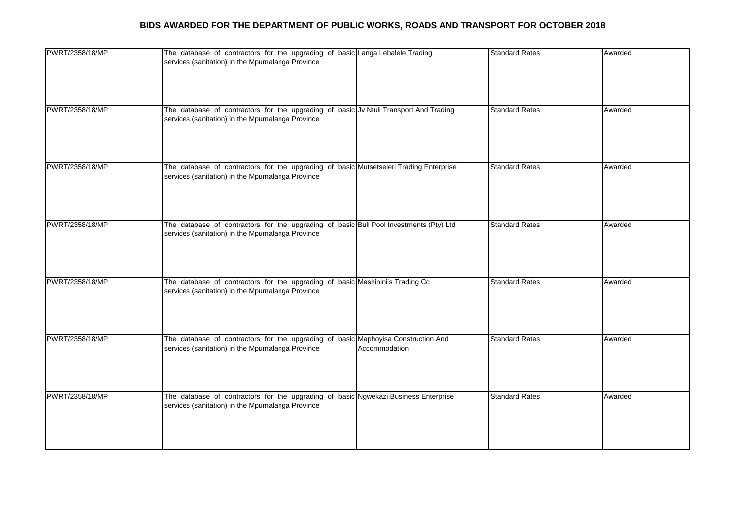# BIDS AWARDED FOR THE DEPARTMENT OF PUBLIC WORKS, ROADS AND TRANSPORT FOR OCTOBER 2018

| | | | | |
|---|---|---|---|---|
| PWRT/2358/18/MP | The database of contractors for the upgrading of basic services (sanitation) in the Mpumalanga Province | Langa Lebalele Trading | Standard Rates | Awarded |
| PWRT/2358/18/MP | The database of contractors for the upgrading of basic services (sanitation) in the Mpumalanga Province | Jv Ntuli Transport And Trading | Standard Rates | Awarded |
| PWRT/2358/18/MP | The database of contractors for the upgrading of basic services (sanitation) in the Mpumalanga Province | Mutsetseleri Trading Enterprise | Standard Rates | Awarded |
| PWRT/2358/18/MP | The database of contractors for the upgrading of basic services (sanitation) in the Mpumalanga Province | Bull Pool Investments (Pty) Ltd | Standard Rates | Awarded |
| PWRT/2358/18/MP | The database of contractors for the upgrading of basic services (sanitation) in the Mpumalanga Province | Mashinini's Trading Cc | Standard Rates | Awarded |
| PWRT/2358/18/MP | The database of contractors for the upgrading of basic services (sanitation) in the Mpumalanga Province | Maphoyisa Construction And Accommodation | Standard Rates | Awarded |
| PWRT/2358/18/MP | The database of contractors for the upgrading of basic services (sanitation) in the Mpumalanga Province | Ngwekazi Business Enterprise | Standard Rates | Awarded |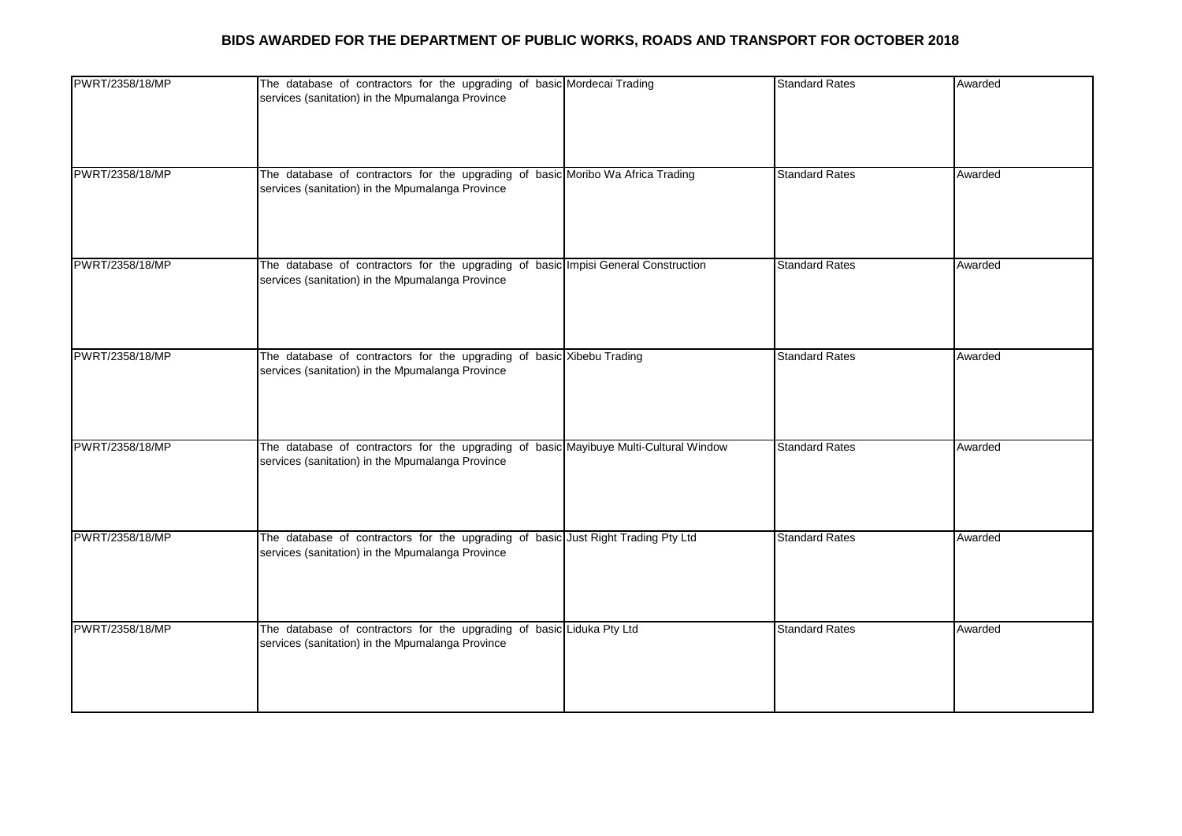## BIDS AWARDED FOR THE DEPARTMENT OF PUBLIC WORKS, ROADS AND TRANSPORT FOR OCTOBER 2018

| | | | | |
|---|---|---|---|---|
| PWRT/2358/18/MP | The database of contractors for the upgrading of basic services (sanitation) in the Mpumalanga Province | Mordecai Trading | Standard Rates | Awarded |
| PWRT/2358/18/MP | The database of contractors for the upgrading of basic services (sanitation) in the Mpumalanga Province | Moribo Wa Africa Trading | Standard Rates | Awarded |
| PWRT/2358/18/MP | The database of contractors for the upgrading of basic services (sanitation) in the Mpumalanga Province | Impisi General Construction | Standard Rates | Awarded |
| PWRT/2358/18/MP | The database of contractors for the upgrading of basic services (sanitation) in the Mpumalanga Province | Xibebu Trading | Standard Rates | Awarded |
| PWRT/2358/18/MP | The database of contractors for the upgrading of basic services (sanitation) in the Mpumalanga Province | Mayibuye Multi-Cultural Window | Standard Rates | Awarded |
| PWRT/2358/18/MP | The database of contractors for the upgrading of basic services (sanitation) in the Mpumalanga Province | Just Right Trading Pty Ltd | Standard Rates | Awarded |
| PWRT/2358/18/MP | The database of contractors for the upgrading of basic services (sanitation) in the Mpumalanga Province | Liduka Pty Ltd | Standard Rates | Awarded |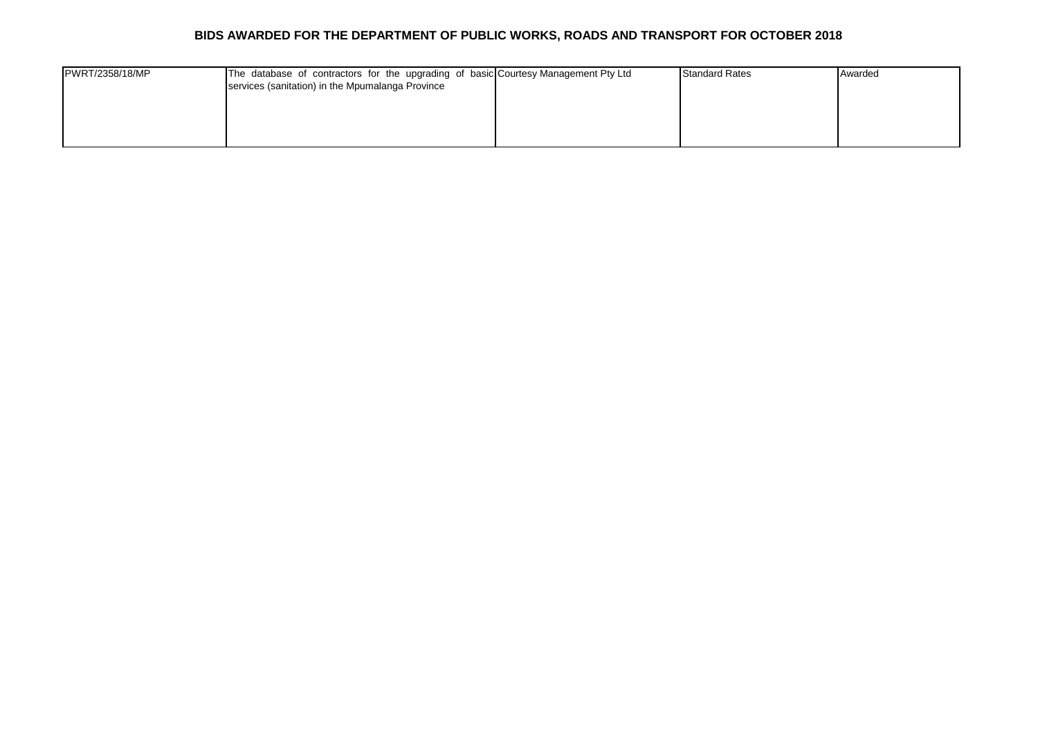# BIDS AWARDED FOR THE DEPARTMENT OF PUBLIC WORKS, ROADS AND TRANSPORT FOR OCTOBER 2018

| | | | | |
|---|---|---|---|---|
| PWRT/2358/18/MP | The database of contractors for the upgrading of basic services (sanitation) in the Mpumalanga Province | Courtesy Management Pty Ltd | Standard Rates | Awarded |